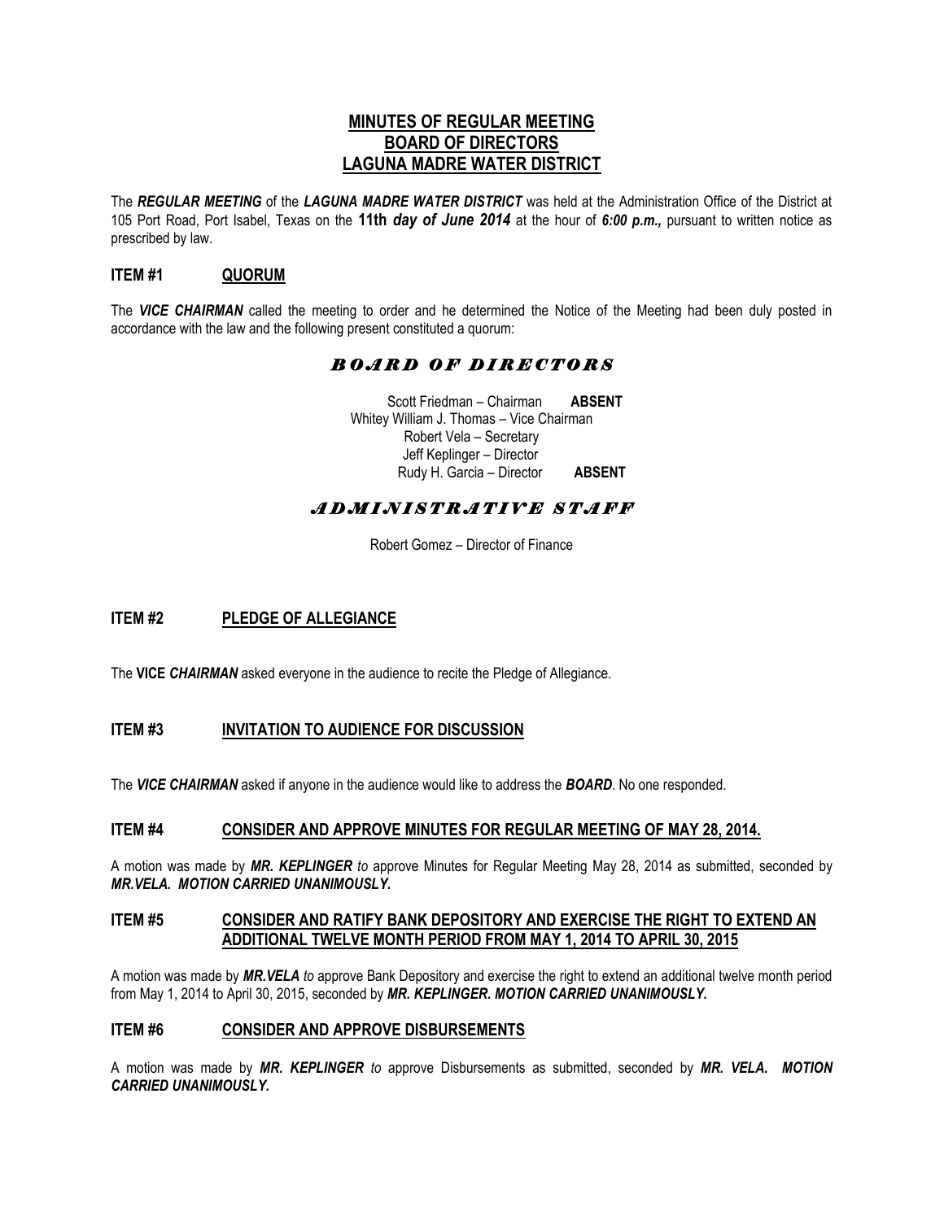# MINUTES OF REGULAR MEETING
# BOARD OF DIRECTORS
# LAGUNA MADRE WATER DISTRICT

The ***REGULAR MEETING*** of the ***LAGUNA MADRE WATER DISTRICT*** was held at the Administration Office of the District at 105 Port Road, Port Isabel, Texas on the **11th *day of June 2014*** at the hour of ***6:00 p.m.,*** pursuant to written notice as prescribed by law.

## ITEM #1 QUORUM

The ***VICE CHAIRMAN*** called the meeting to order and he determined the Notice of the Meeting had been duly posted in accordance with the law and the following present constituted a quorum:

### *BOARD OF DIRECTORS*

Scott Friedman – Chairman **ABSENT**
Whitey William J. Thomas – Vice Chairman
Robert Vela – Secretary
Jeff Keplinger – Director
Rudy H. Garcia – Director **ABSENT**

### *ADMINISTRATIVE STAFF*

Robert Gomez – Director of Finance

## ITEM #2 PLEDGE OF ALLEGIANCE

The **VICE *CHAIRMAN*** asked everyone in the audience to recite the Pledge of Allegiance.

## ITEM #3 INVITATION TO AUDIENCE FOR DISCUSSION

The ***VICE CHAIRMAN*** asked if anyone in the audience would like to address the ***BOARD***. No one responded.

## ITEM #4 CONSIDER AND APPROVE MINUTES FOR REGULAR MEETING OF MAY 28, 2014.

A motion was made by ***MR. KEPLINGER*** *to* approve Minutes for Regular Meeting May 28, 2014 as submitted, seconded by ***MR.VELA. MOTION CARRIED UNANIMOUSLY.***

## ITEM #5 CONSIDER AND RATIFY BANK DEPOSITORY AND EXERCISE THE RIGHT TO EXTEND AN ADDITIONAL TWELVE MONTH PERIOD FROM MAY 1, 2014 TO APRIL 30, 2015

A motion was made by ***MR.VELA*** *to* approve Bank Depository and exercise the right to extend an additional twelve month period from May 1, 2014 to April 30, 2015, seconded by ***MR. KEPLINGER. MOTION CARRIED UNANIMOUSLY.***

## ITEM #6 CONSIDER AND APPROVE DISBURSEMENTS

A motion was made by ***MR. KEPLINGER*** *to* approve Disbursements as submitted, seconded by ***MR. VELA. MOTION CARRIED UNANIMOUSLY.***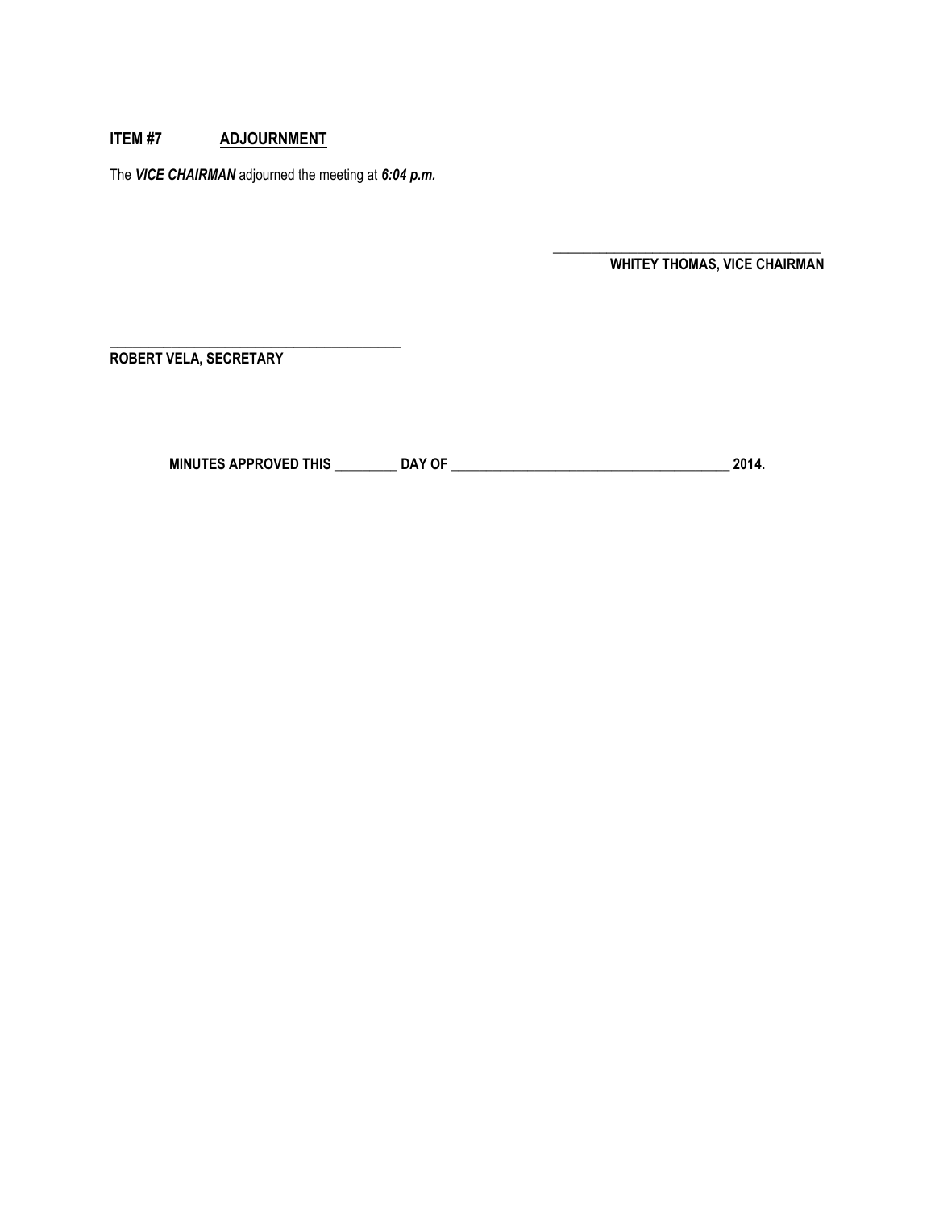**ITEM #7 ADJOURNMENT**

The ***VICE CHAIRMAN*** adjourned the meeting at ***6:04 p.m.***

\_\_\_\_\_\_\_\_\_\_\_\_\_\_\_\_\_\_\_\_\_\_\_\_\_\_\_\_\_\_\_\_\_\_\_\_\_\_\_\_

**WHITEY THOMAS, VICE CHAIRMAN**

\_\_\_\_\_\_\_\_\_\_\_\_\_\_\_\_\_\_\_\_\_\_\_\_\_\_\_\_\_\_\_\_\_\_\_\_\_\_\_\_

**ROBERT VELA, SECRETARY**

**MINUTES APPROVED THIS \_\_\_\_\_\_\_\_\_ DAY OF \_\_\_\_\_\_\_\_\_\_\_\_\_\_\_\_\_\_\_\_\_\_\_\_\_\_\_\_\_\_\_\_\_\_\_\_\_\_\_\_ 2014.**